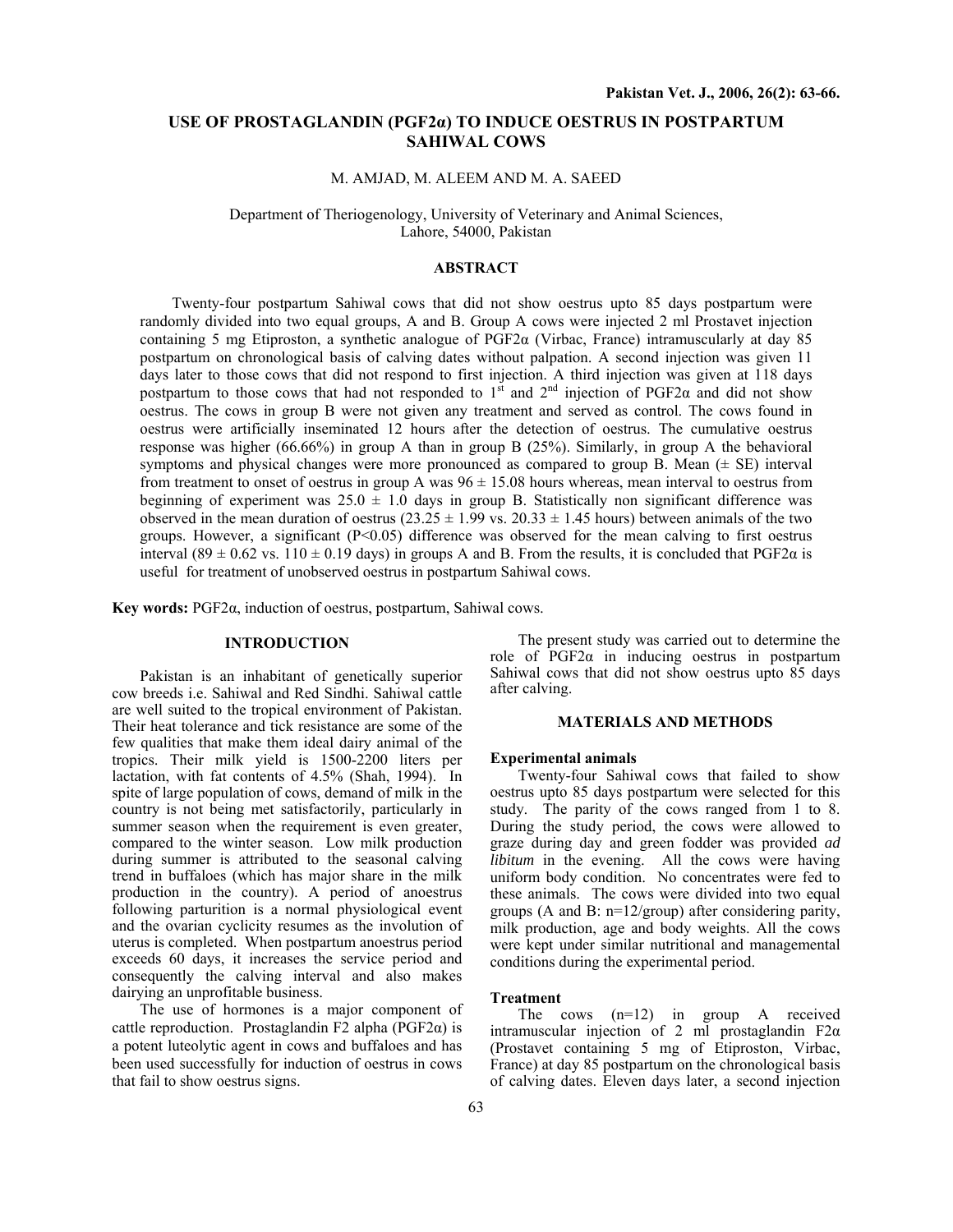# USE OF PROSTAGLANDIN (PGF2α) TO INDUCE OESTRUS IN POSTPARTUM SAHIWAL COWS

M. AMJAD, M. ALEEM AND M. A. SAEED

Department of Theriogenology, University of Veterinary and Animal Sciences, Lahore, 54000, Pakistan

## ABSTRACT

Twenty-four postpartum Sahiwal cows that did not show oestrus upto 85 days postpartum were randomly divided into two equal groups, A and B. Group A cows were injected 2 ml Prostavet injection containing 5 mg Etiproston, a synthetic analogue of PGF2α (Virbac, France) intramuscularly at day 85 postpartum on chronological basis of calving dates without palpation. A second injection was given 11 days later to those cows that did not respond to first injection. A third injection was given at 118 days postpartum to those cows that had not responded to 1st and 2nd injection of PGF2α and did not show oestrus. The cows in group B were not given any treatment and served as control. The cows found in oestrus were artificially inseminated 12 hours after the detection of oestrus. The cumulative oestrus response was higher (66.66%) in group A than in group B (25%). Similarly, in group A the behavioral symptoms and physical changes were more pronounced as compared to group B. Mean (± SE) interval from treatment to onset of oestrus in group A was 96 ± 15.08 hours whereas, mean interval to oestrus from beginning of experiment was 25.0 ± 1.0 days in group B. Statistically non significant difference was observed in the mean duration of oestrus (23.25 ± 1.99 vs. 20.33 ± 1.45 hours) between animals of the two groups. However, a significant ($P<0.05$) difference was observed for the mean calving to first oestrus interval (89 ± 0.62 vs. 110 ± 0.19 days) in groups A and B. From the results, it is concluded that PGF2α is useful for treatment of unobserved oestrus in postpartum Sahiwal cows.

**Key words:** PGF2α, induction of oestrus, postpartum, Sahiwal cows.

## INTRODUCTION

Pakistan is an inhabitant of genetically superior cow breeds i.e. Sahiwal and Red Sindhi. Sahiwal cattle are well suited to the tropical environment of Pakistan. Their heat tolerance and tick resistance are some of the few qualities that make them ideal dairy animal of the tropics. Their milk yield is 1500-2200 liters per lactation, with fat contents of 4.5% (Shah, 1994). In spite of large population of cows, demand of milk in the country is not being met satisfactorily, particularly in summer season when the requirement is even greater, compared to the winter season. Low milk production during summer is attributed to the seasonal calving trend in buffaloes (which has major share in the milk production in the country). A period of anoestrus following parturition is a normal physiological event and the ovarian cyclicity resumes as the involution of uterus is completed. When postpartum anoestrus period exceeds 60 days, it increases the service period and consequently the calving interval and also makes dairying an unprofitable business.

The use of hormones is a major component of cattle reproduction. Prostaglandin F2 alpha (PGF2α) is a potent luteolytic agent in cows and buffaloes and has been used successfully for induction of oestrus in cows that fail to show oestrus signs.

The present study was carried out to determine the role of PGF2α in inducing oestrus in postpartum Sahiwal cows that did not show oestrus upto 85 days after calving.

## MATERIALS AND METHODS

### Experimental animals

Twenty-four Sahiwal cows that failed to show oestrus upto 85 days postpartum were selected for this study. The parity of the cows ranged from 1 to 8. During the study period, the cows were allowed to graze during day and green fodder was provided *ad libitum* in the evening. All the cows were having uniform body condition. No concentrates were fed to these animals. The cows were divided into two equal groups (A and B: n=12/group) after considering parity, milk production, age and body weights. All the cows were kept under similar nutritional and managemental conditions during the experimental period.

### Treatment

The cows (n=12) in group A received intramuscular injection of 2 ml prostaglandin F2α (Prostavet containing 5 mg of Etiproston, Virbac, France) at day 85 postpartum on the chronological basis of calving dates. Eleven days later, a second injection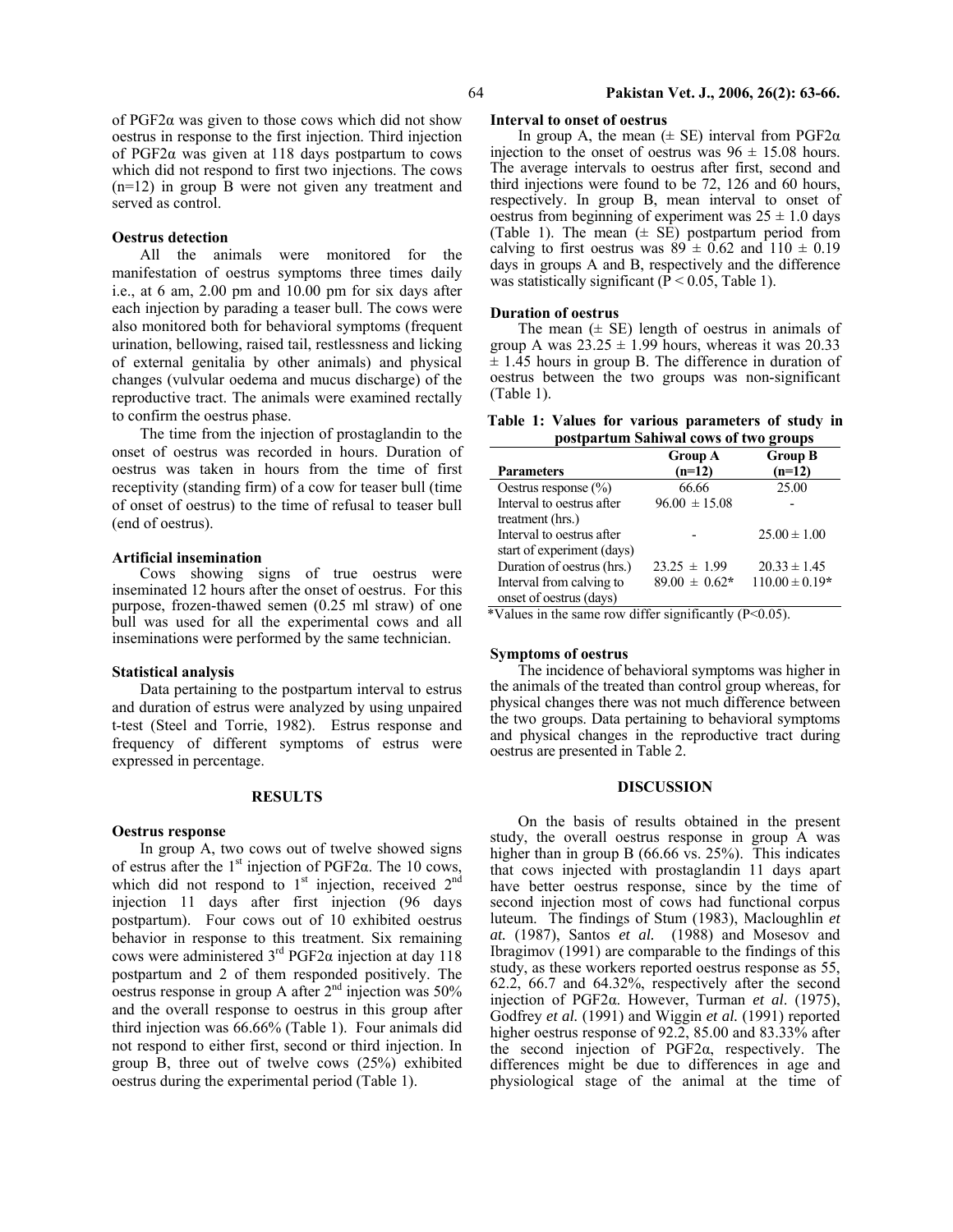of PGF2α was given to those cows which did not show oestrus in response to the first injection. Third injection of PGF2α was given at 118 days postpartum to cows which did not respond to first two injections. The cows (n=12) in group B were not given any treatment and served as control.

**Oestrus detection**

All the animals were monitored for the manifestation of oestrus symptoms three times daily i.e., at 6 am, 2.00 pm and 10.00 pm for six days after each injection by parading a teaser bull. The cows were also monitored both for behavioral symptoms (frequent urination, bellowing, raised tail, restlessness and licking of external genitalia by other animals) and physical changes (vulvular oedema and mucus discharge) of the reproductive tract. The animals were examined rectally to confirm the oestrus phase.

The time from the injection of prostaglandin to the onset of oestrus was recorded in hours. Duration of oestrus was taken in hours from the time of first receptivity (standing firm) of a cow for teaser bull (time of onset of oestrus) to the time of refusal to teaser bull (end of oestrus).

**Artificial insemination**

Cows showing signs of true oestrus were inseminated 12 hours after the onset of oestrus. For this purpose, frozen-thawed semen (0.25 ml straw) of one bull was used for all the experimental cows and all inseminations were performed by the same technician.

**Statistical analysis**

Data pertaining to the postpartum interval to estrus and duration of estrus were analyzed by using unpaired t-test (Steel and Torrie, 1982). Estrus response and frequency of different symptoms of estrus were expressed in percentage.

## RESULTS

**Oestrus response**

In group A, two cows out of twelve showed signs of estrus after the 1st injection of PGF2α. The 10 cows, which did not respond to 1st injection, received 2nd injection 11 days after first injection (96 days postpartum). Four cows out of 10 exhibited oestrus behavior in response to this treatment. Six remaining cows were administered 3rd PGF2α injection at day 118 postpartum and 2 of them responded positively. The oestrus response in group A after 2nd injection was 50% and the overall response to oestrus in this group after third injection was 66.66% (Table 1). Four animals did not respond to either first, second or third injection. In group B, three out of twelve cows (25%) exhibited oestrus during the experimental period (Table 1).

**Interval to onset of oestrus**

In group A, the mean (± SE) interval from PGF2α injection to the onset of oestrus was 96 ± 15.08 hours. The average intervals to oestrus after first, second and third injections were found to be 72, 126 and 60 hours, respectively. In group B, mean interval to onset of oestrus from beginning of experiment was 25 ± 1.0 days (Table 1). The mean (± SE) postpartum period from calving to first oestrus was 89 ± 0.62 and 110 ± 0.19 days in groups A and B, respectively and the difference was statistically significant ($P < 0.05$, Table 1).

**Duration of oestrus**

The mean (± SE) length of oestrus in animals of group A was 23.25 ± 1.99 hours, whereas it was 20.33 ± 1.45 hours in group B. The difference in duration of oestrus between the two groups was non-significant (Table 1).

**Table 1: Values for various parameters of study in postpartum Sahiwal cows of two groups**

| Parameters | Group A (n=12) | Group B (n=12) |
|---|---|---|
| Oestrus response (%) | 66.66 | 25.00 |
| Interval to oestrus after treatment (hrs.) | 96.00 ± 15.08 | - |
| Interval to oestrus after start of experiment (days) | - | 25.00 ± 1.00 |
| Duration of oestrus (hrs.) | 23.25 ± 1.99 | 20.33 ± 1.45 |
| Interval from calving to onset of oestrus (days) | 89.00 ± 0.62* | 110.00 ± 0.19* |

*Values in the same row differ significantly ($P<0.05$).

**Symptoms of oestrus**

The incidence of behavioral symptoms was higher in the animals of the treated than control group whereas, for physical changes there was not much difference between the two groups. Data pertaining to behavioral symptoms and physical changes in the reproductive tract during oestrus are presented in Table 2.

## DISCUSSION

On the basis of results obtained in the present study, the overall oestrus response in group A was higher than in group B (66.66 vs. 25%). This indicates that cows injected with prostaglandin 11 days apart have better oestrus response, since by the time of second injection most of cows had functional corpus luteum. The findings of Stum (1983), Macloughlin *et at.* (1987), Santos *et al.* (1988) and Mosesov and Ibragimov (1991) are comparable to the findings of this study, as these workers reported oestrus response as 55, 62.2, 66.7 and 64.32%, respectively after the second injection of PGF2α. However, Turman *et al.* (1975), Godfrey *et al.* (1991) and Wiggin *et al.* (1991) reported higher oestrus response of 92.2, 85.00 and 83.33% after the second injection of PGF2α, respectively. The differences might be due to differences in age and physiological stage of the animal at the time of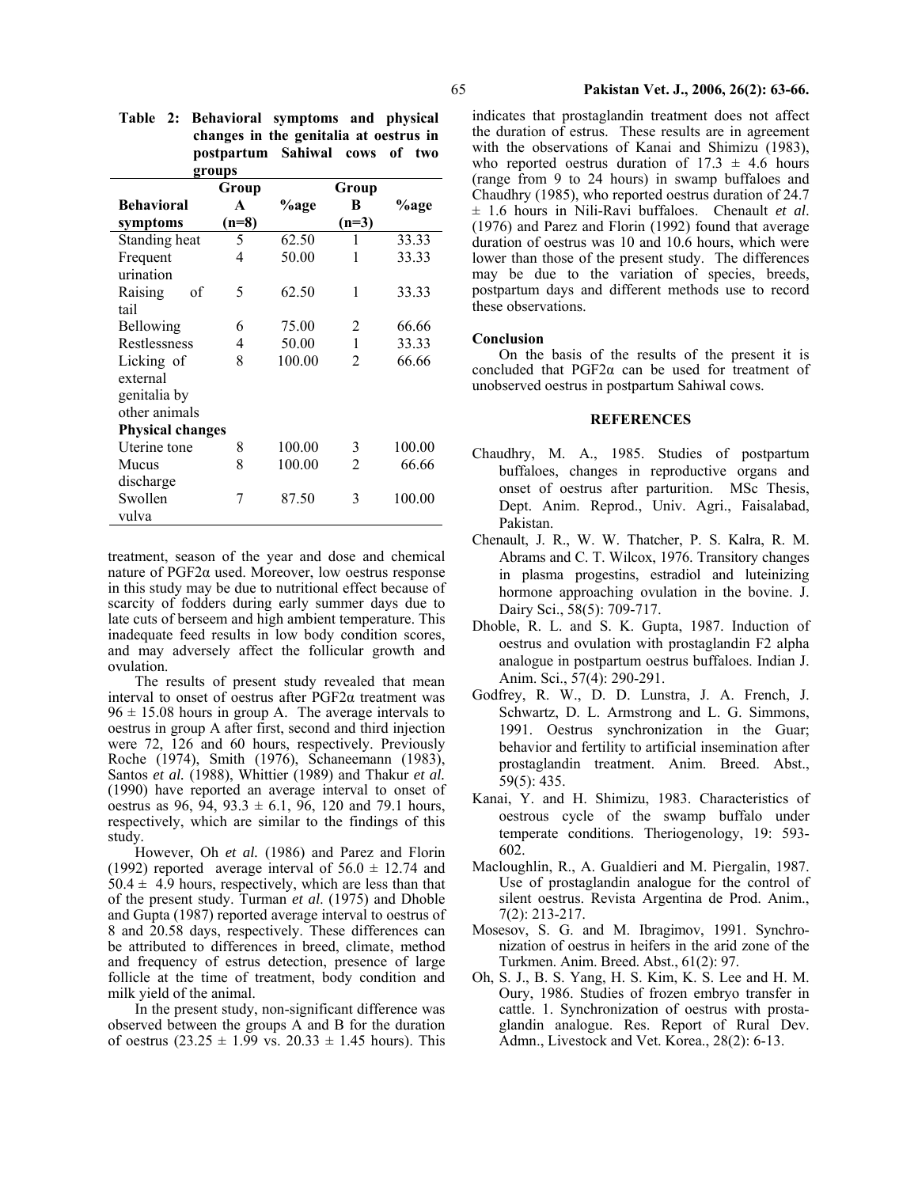**Table 2: Behavioral symptoms and physical changes in the genitalia at oestrus in postpartum Sahiwal cows of two groups**

| Behavioral symptoms | Group A (n=8) | %age | Group B (n=3) | %age |
|---|---|---|---|---|
| Standing heat | 5 | 62.50 | 1 | 33.33 |
| Frequent urination | 4 | 50.00 | 1 | 33.33 |
| Raising of tail | 5 | 62.50 | 1 | 33.33 |
| Bellowing | 6 | 75.00 | 2 | 66.66 |
| Restlessness | 4 | 50.00 | 1 | 33.33 |
| Licking of external genitalia by other animals | 8 | 100.00 | 2 | 66.66 |
| **Physical changes** | | | | |
| Uterine tone | 8 | 100.00 | 3 | 100.00 |
| Mucus discharge | 8 | 100.00 | 2 | 66.66 |
| Swollen vulva | 7 | 87.50 | 3 | 100.00 |

treatment, season of the year and dose and chemical nature of PGF2α used. Moreover, low oestrus response in this study may be due to nutritional effect because of scarcity of fodders during early summer days due to late cuts of berseem and high ambient temperature. This inadequate feed results in low body condition scores, and may adversely affect the follicular growth and ovulation.

The results of present study revealed that mean interval to onset of oestrus after PGF2α treatment was $96 \pm 15.08$ hours in group A. The average intervals to oestrus in group A after first, second and third injection were 72, 126 and 60 hours, respectively. Previously Roche (1974), Smith (1976), Schaneemann (1983), Santos *et al.* (1988), Whittier (1989) and Thakur *et al.* (1990) have reported an average interval to onset of oestrus as 96, 94, $93.3 \pm 6.1$, 96, 120 and 79.1 hours, respectively, which are similar to the findings of this study.

However, Oh *et al.* (1986) and Parez and Florin (1992) reported average interval of $56.0 \pm 12.74$ and $50.4 \pm 4.9$ hours, respectively, which are less than that of the present study. Turman *et al.* (1975) and Dhoble and Gupta (1987) reported average interval to oestrus of 8 and 20.58 days, respectively. These differences can be attributed to differences in breed, climate, method and frequency of estrus detection, presence of large follicle at the time of treatment, body condition and milk yield of the animal.

In the present study, non-significant difference was observed between the groups A and B for the duration of oestrus ($23.25 \pm 1.99$ vs. $20.33 \pm 1.45$ hours). This indicates that prostaglandin treatment does not affect the duration of estrus. These results are in agreement with the observations of Kanai and Shimizu (1983), who reported oestrus duration of $17.3 \pm 4.6$ hours (range from 9 to 24 hours) in swamp buffaloes and Chaudhry (1985), who reported oestrus duration of 24.7 $\pm$ 1.6 hours in Nili-Ravi buffaloes. Chenault *et al*. (1976) and Parez and Florin (1992) found that average duration of oestrus was 10 and 10.6 hours, which were lower than those of the present study. The differences may be due to the variation of species, breeds, postpartum days and different methods use to record these observations.

## Conclusion

On the basis of the results of the present it is concluded that PGF2α can be used for treatment of unobserved oestrus in postpartum Sahiwal cows.

## REFERENCES

Chaudhry, M. A., 1985. Studies of postpartum buffaloes, changes in reproductive organs and onset of oestrus after parturition. MSc Thesis, Dept. Anim. Reprod., Univ. Agri., Faisalabad, Pakistan.

Chenault, J. R., W. W. Thatcher, P. S. Kalra, R. M. Abrams and C. T. Wilcox, 1976. Transitory changes in plasma progestins, estradiol and luteinizing hormone approaching ovulation in the bovine. J. Dairy Sci., 58(5): 709-717.

Dhoble, R. L. and S. K. Gupta, 1987. Induction of oestrus and ovulation with prostaglandin F2 alpha analogue in postpartum oestrus buffaloes. Indian J. Anim. Sci., 57(4): 290-291.

Godfrey, R. W., D. D. Lunstra, J. A. French, J. Schwartz, D. L. Armstrong and L. G. Simmons, 1991. Oestrus synchronization in the Guar; behavior and fertility to artificial insemination after prostaglandin treatment. Anim. Breed. Abst., 59(5): 435.

Kanai, Y. and H. Shimizu, 1983. Characteristics of oestrous cycle of the swamp buffalo under temperate conditions. Theriogenology, 19: 593-602.

Macloughlin, R., A. Gualdieri and M. Piergalin, 1987. Use of prostaglandin analogue for the control of silent oestrus. Revista Argentina de Prod. Anim., 7(2): 213-217.

Mosesov, S. G. and M. Ibragimov, 1991. Synchronization of oestrus in heifers in the arid zone of the Turkmen. Anim. Breed. Abst., 61(2): 97.

Oh, S. J., B. S. Yang, H. S. Kim, K. S. Lee and H. M. Oury, 1986. Studies of frozen embryo transfer in cattle. 1. Synchronization of oestrus with prostaglandin analogue. Res. Report of Rural Dev. Admn., Livestock and Vet. Korea., 28(2): 6-13.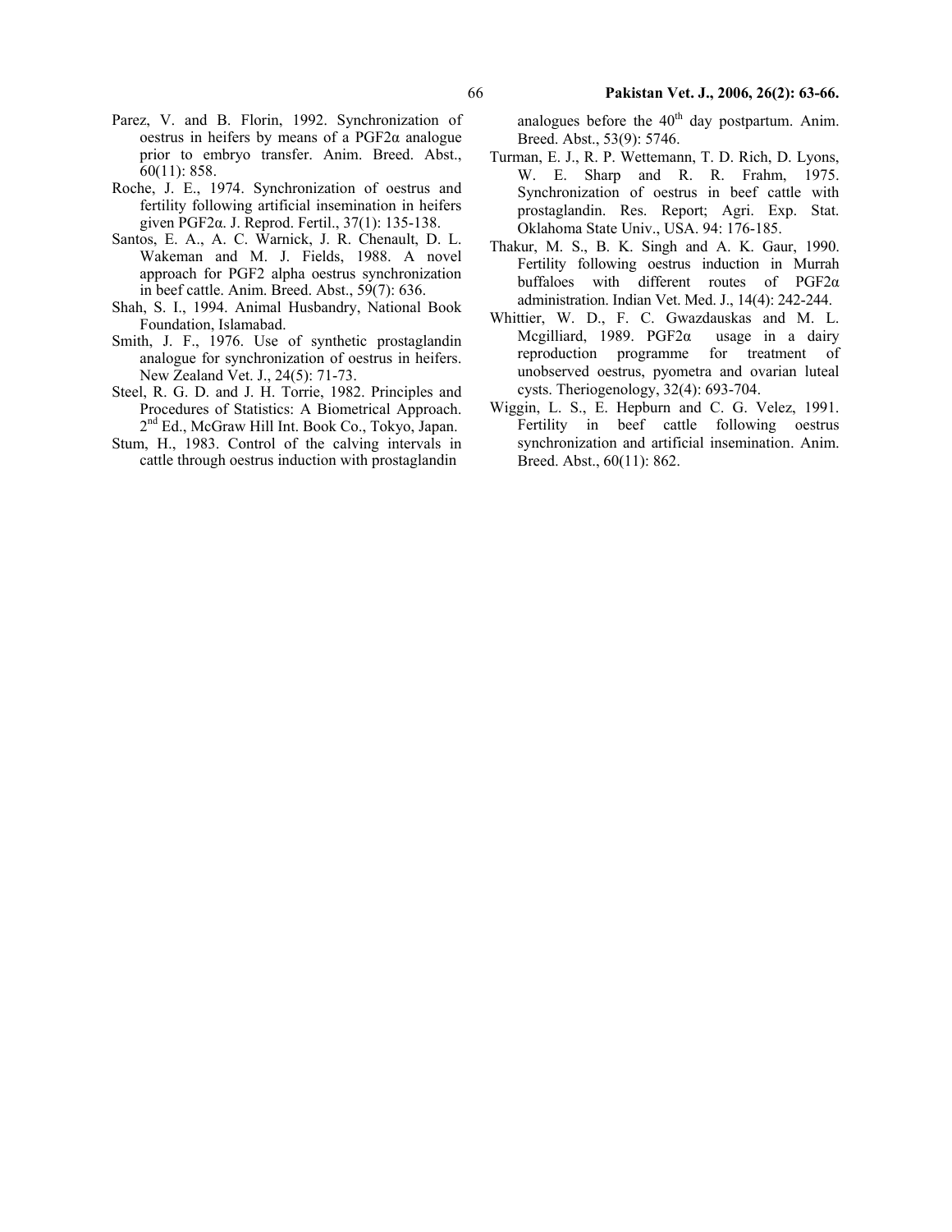Parez, V. and B. Florin, 1992. Synchronization of oestrus in heifers by means of a PGF2α analogue prior to embryo transfer. Anim. Breed. Abst., 60(11): 858.

Roche, J. E., 1974. Synchronization of oestrus and fertility following artificial insemination in heifers given PGF2α. J. Reprod. Fertil., 37(1): 135-138.

Santos, E. A., A. C. Warnick, J. R. Chenault, D. L. Wakeman and M. J. Fields, 1988. A novel approach for PGF2 alpha oestrus synchronization in beef cattle. Anim. Breed. Abst., 59(7): 636.

Shah, S. I., 1994. Animal Husbandry, National Book Foundation, Islamabad.

Smith, J. F., 1976. Use of synthetic prostaglandin analogue for synchronization of oestrus in heifers. New Zealand Vet. J., 24(5): 71-73.

Steel, R. G. D. and J. H. Torrie, 1982. Principles and Procedures of Statistics: A Biometrical Approach. 2nd Ed., McGraw Hill Int. Book Co., Tokyo, Japan.

Stum, H., 1983. Control of the calving intervals in cattle through oestrus induction with prostaglandin analogues before the 40th day postpartum. Anim. Breed. Abst., 53(9): 5746.

Turman, E. J., R. P. Wettemann, T. D. Rich, D. Lyons, W. E. Sharp and R. R. Frahm, 1975. Synchronization of oestrus in beef cattle with prostaglandin. Res. Report; Agri. Exp. Stat. Oklahoma State Univ., USA. 94: 176-185.

Thakur, M. S., B. K. Singh and A. K. Gaur, 1990. Fertility following oestrus induction in Murrah buffaloes with different routes of PGF2α administration. Indian Vet. Med. J., 14(4): 242-244.

Whittier, W. D., F. C. Gwazdauskas and M. L. Mcgilliard, 1989. PGF2α usage in a dairy reproduction programme for treatment of unobserved oestrus, pyometra and ovarian luteal cysts. Theriogenology, 32(4): 693-704.

Wiggin, L. S., E. Hepburn and C. G. Velez, 1991. Fertility in beef cattle following oestrus synchronization and artificial insemination. Anim. Breed. Abst., 60(11): 862.